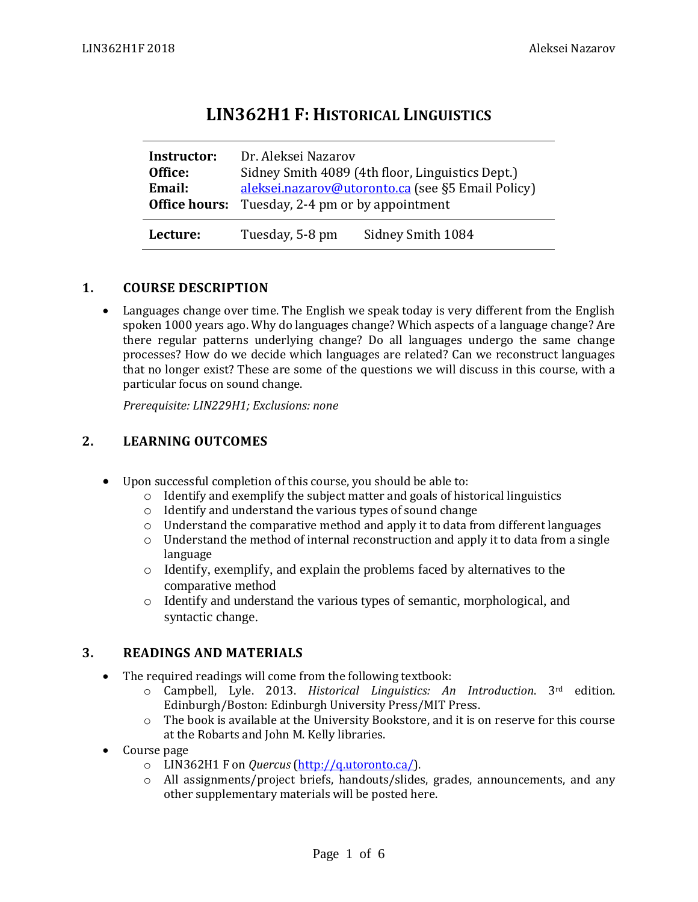# LIN362H1 F: HISTORICAL LINGUISTICS

| | | |
|---|---|---|
| **Instructor:** | Dr. Aleksei Nazarov | |
| **Office:** | Sidney Smith 4089 (4th floor, Linguistics Dept.) | |
| **Email:** | aleksei.nazarov@utoronto.ca (see §5 Email Policy) | |
| **Office hours:** | Tuesday, 2-4 pm or by appointment | |
| **Lecture:** | Tuesday, 5-8 pm | Sidney Smith 1084 |

## 1. COURSE DESCRIPTION

- Languages change over time. The English we speak today is very different from the English spoken 1000 years ago. Why do languages change? Which aspects of a language change? Are there regular patterns underlying change? Do all languages undergo the same change processes? How do we decide which languages are related? Can we reconstruct languages that no longer exist? These are some of the questions we will discuss in this course, with a particular focus on sound change.

  *Prerequisite: LIN229H1; Exclusions: none*

## 2. LEARNING OUTCOMES

- Upon successful completion of this course, you should be able to:
  - Identify and exemplify the subject matter and goals of historical linguistics
  - Identify and understand the various types of sound change
  - Understand the comparative method and apply it to data from different languages
  - Understand the method of internal reconstruction and apply it to data from a single language
  - Identify, exemplify, and explain the problems faced by alternatives to the comparative method
  - Identify and understand the various types of semantic, morphological, and syntactic change.

## 3. READINGS AND MATERIALS

- The required readings will come from the following textbook:
  - Campbell, Lyle. 2013. *Historical Linguistics: An Introduction*. 3rd edition. Edinburgh/Boston: Edinburgh University Press/MIT Press.
  - The book is available at the University Bookstore, and it is on reserve for this course at the Robarts and John M. Kelly libraries.
- Course page
  - LIN362H1 F on *Quercus* (http://q.utoronto.ca/).
  - All assignments/project briefs, handouts/slides, grades, announcements, and any other supplementary materials will be posted here.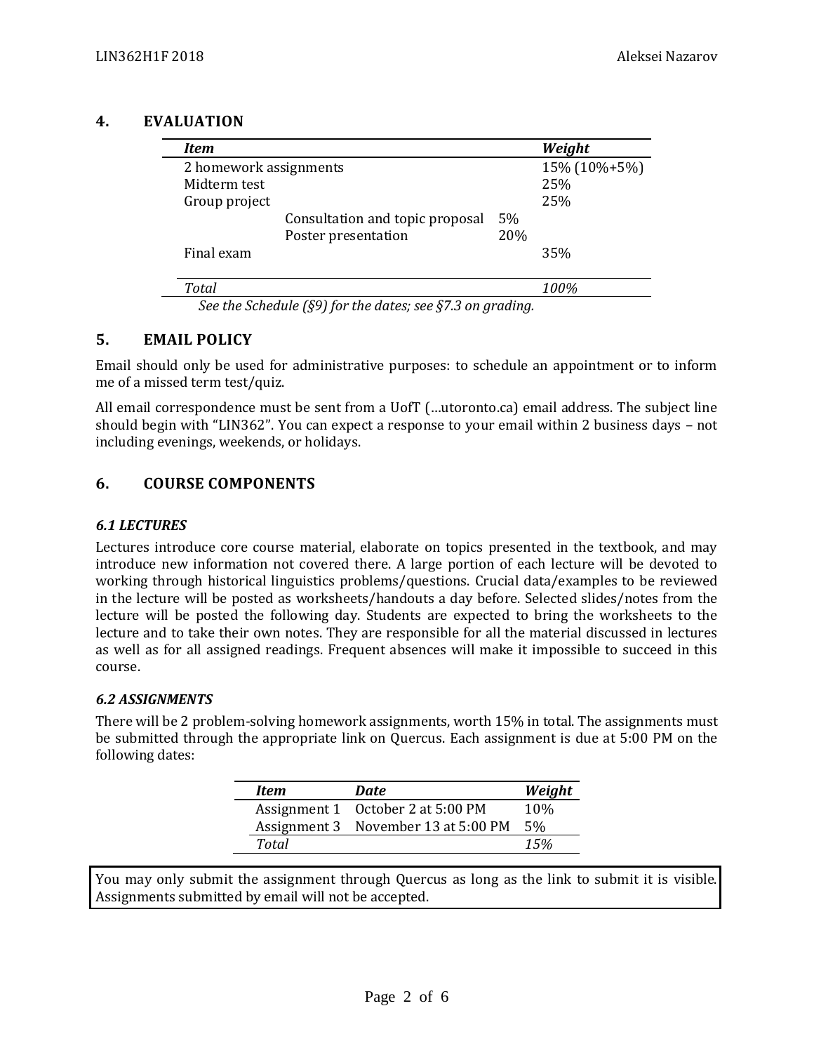## 4. EVALUATION

| *Item* | | | *Weight* |
|---|---|---|---|
| 2 homework assignments | | | 15% (10%+5%) |
| Midterm test | | | 25% |
| Group project | | | 25% |
| | Consultation and topic proposal | 5% | |
| | Poster presentation | 20% | |
| Final exam | | | 35% |
| *Total* | | | *100%* |

*See the Schedule (§9) for the dates; see §7.3 on grading.*

## 5. EMAIL POLICY

Email should only be used for administrative purposes: to schedule an appointment or to inform me of a missed term test/quiz.

All email correspondence must be sent from a UofT (…utoronto.ca) email address. The subject line should begin with "LIN362". You can expect a response to your email within 2 business days – not including evenings, weekends, or holidays.

## 6. COURSE COMPONENTS

### *6.1 LECTURES*

Lectures introduce core course material, elaborate on topics presented in the textbook, and may introduce new information not covered there. A large portion of each lecture will be devoted to working through historical linguistics problems/questions. Crucial data/examples to be reviewed in the lecture will be posted as worksheets/handouts a day before. Selected slides/notes from the lecture will be posted the following day. Students are expected to bring the worksheets to the lecture and to take their own notes. They are responsible for all the material discussed in lectures as well as for all assigned readings. Frequent absences will make it impossible to succeed in this course.

### *6.2 ASSIGNMENTS*

There will be 2 problem-solving homework assignments, worth 15% in total. The assignments must be submitted through the appropriate link on Quercus. Each assignment is due at 5:00 PM on the following dates:

| *Item* | *Date* | *Weight* |
|---|---|---|
| Assignment 1 | October 2 at 5:00 PM | 10% |
| Assignment 3 | November 13 at 5:00 PM | 5% |
| *Total* | | *15%* |

You may only submit the assignment through Quercus as long as the link to submit it is visible. Assignments submitted by email will not be accepted.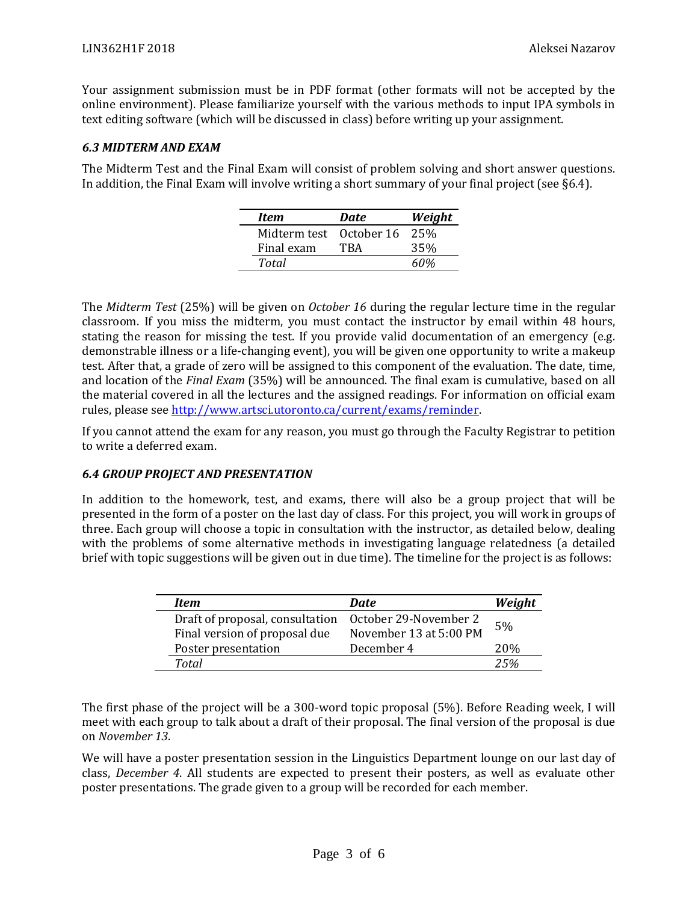Your assignment submission must be in PDF format (other formats will not be accepted by the online environment). Please familiarize yourself with the various methods to input IPA symbols in text editing software (which will be discussed in class) before writing up your assignment.

### *6.3 MIDTERM AND EXAM*

The Midterm Test and the Final Exam will consist of problem solving and short answer questions. In addition, the Final Exam will involve writing a short summary of your final project (see §6.4).

| *Item* | *Date* | *Weight* |
|---|---|---|
| Midterm test | October 16 | 25% |
| Final exam | TBA | 35% |
| *Total* | | *60%* |

The *Midterm Test* (25%) will be given on *October 16* during the regular lecture time in the regular classroom. If you miss the midterm, you must contact the instructor by email within 48 hours, stating the reason for missing the test. If you provide valid documentation of an emergency (e.g. demonstrable illness or a life-changing event), you will be given one opportunity to write a makeup test. After that, a grade of zero will be assigned to this component of the evaluation. The date, time, and location of the *Final Exam* (35%) will be announced. The final exam is cumulative, based on all the material covered in all the lectures and the assigned readings. For information on official exam rules, please see [http://www.artsci.utoronto.ca/current/exams/reminder](http://www.artsci.utoronto.ca/current/exams/reminder).

If you cannot attend the exam for any reason, you must go through the Faculty Registrar to petition to write a deferred exam.

### *6.4 GROUP PROJECT AND PRESENTATION*

In addition to the homework, test, and exams, there will also be a group project that will be presented in the form of a poster on the last day of class. For this project, you will work in groups of three. Each group will choose a topic in consultation with the instructor, as detailed below, dealing with the problems of some alternative methods in investigating language relatedness (a detailed brief with topic suggestions will be given out in due time). The timeline for the project is as follows:

| *Item* | *Date* | *Weight* |
|---|---|---|
| Draft of proposal, consultation | October 29-November 2 | 5% |
| Final version of proposal due | November 13 at 5:00 PM | |
| Poster presentation | December 4 | 20% |
| *Total* | | *25%* |

The first phase of the project will be a 300-word topic proposal (5%). Before Reading week, I will meet with each group to talk about a draft of their proposal. The final version of the proposal is due on *November 13*.

We will have a poster presentation session in the Linguistics Department lounge on our last day of class, *December 4*. All students are expected to present their posters, as well as evaluate other poster presentations. The grade given to a group will be recorded for each member.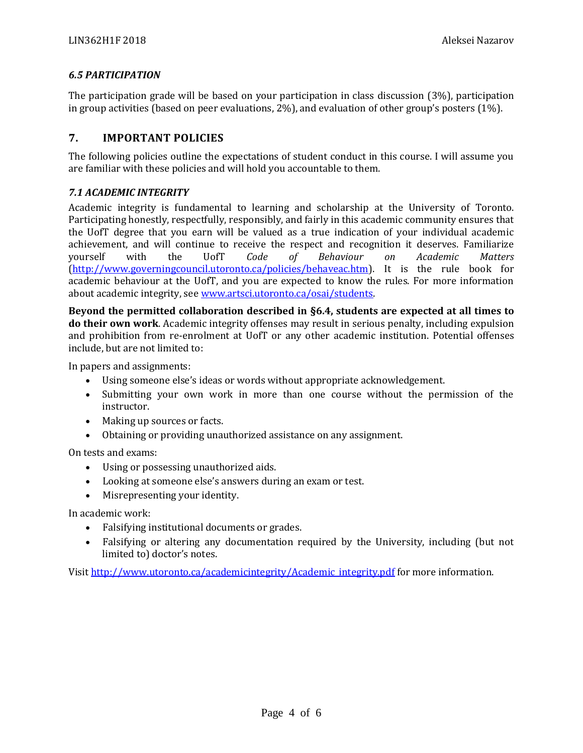### *6.5 PARTICIPATION*

The participation grade will be based on your participation in class discussion (3%), participation in group activities (based on peer evaluations, 2%), and evaluation of other group's posters (1%).

## 7. IMPORTANT POLICIES

The following policies outline the expectations of student conduct in this course. I will assume you are familiar with these policies and will hold you accountable to them.

### *7.1 ACADEMIC INTEGRITY*

Academic integrity is fundamental to learning and scholarship at the University of Toronto. Participating honestly, respectfully, responsibly, and fairly in this academic community ensures that the UofT degree that you earn will be valued as a true indication of your individual academic achievement, and will continue to receive the respect and recognition it deserves. Familiarize yourself with the UofT *Code of Behaviour on Academic Matters* (http://www.governingcouncil.utoronto.ca/policies/behaveac.htm). It is the rule book for academic behaviour at the UofT, and you are expected to know the rules. For more information about academic integrity, see www.artsci.utoronto.ca/osai/students.

**Beyond the permitted collaboration described in §6.4, students are expected at all times to do their own work**. Academic integrity offenses may result in serious penalty, including expulsion and prohibition from re-enrolment at UofT or any other academic institution. Potential offenses include, but are not limited to:

In papers and assignments:

- Using someone else's ideas or words without appropriate acknowledgement.
- Submitting your own work in more than one course without the permission of the instructor.
- Making up sources or facts.
- Obtaining or providing unauthorized assistance on any assignment.

On tests and exams:

- Using or possessing unauthorized aids.
- Looking at someone else's answers during an exam or test.
- Misrepresenting your identity.

In academic work:

- Falsifying institutional documents or grades.
- Falsifying or altering any documentation required by the University, including (but not limited to) doctor's notes.

Visit http://www.utoronto.ca/academicintegrity/Academic_integrity.pdf for more information.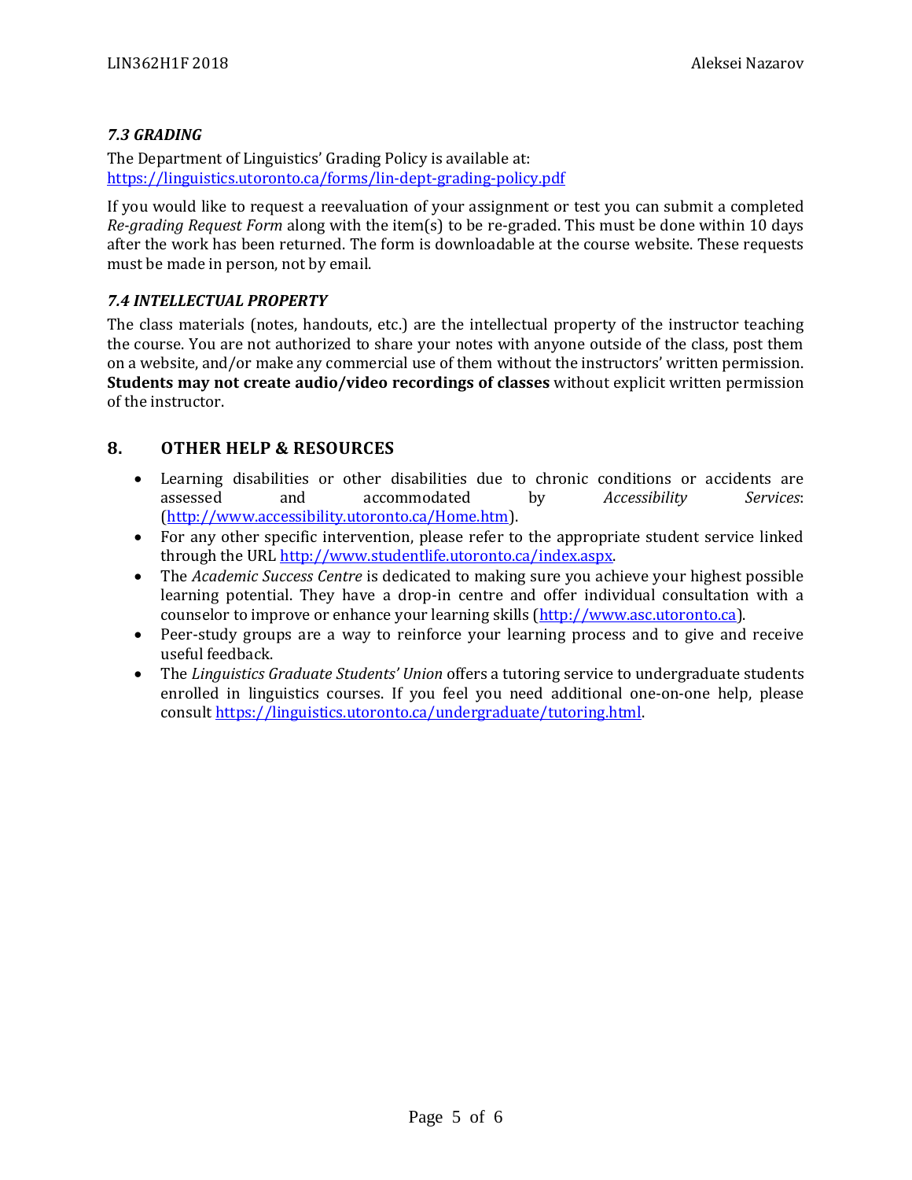### *7.3 GRADING*

The Department of Linguistics' Grading Policy is available at:
[https://linguistics.utoronto.ca/forms/lin-dept-grading-policy.pdf](https://linguistics.utoronto.ca/forms/lin-dept-grading-policy.pdf)

If you would like to request a reevaluation of your assignment or test you can submit a completed *Re-grading Request Form* along with the item(s) to be re-graded. This must be done within 10 days after the work has been returned. The form is downloadable at the course website. These requests must be made in person, not by email.

### *7.4 INTELLECTUAL PROPERTY*

The class materials (notes, handouts, etc.) are the intellectual property of the instructor teaching the course. You are not authorized to share your notes with anyone outside of the class, post them on a website, and/or make any commercial use of them without the instructors' written permission. **Students may not create audio/video recordings of classes** without explicit written permission of the instructor.

## 8. OTHER HELP & RESOURCES

- Learning disabilities or other disabilities due to chronic conditions or accidents are assessed and accommodated by *Accessibility Services*: ([http://www.accessibility.utoronto.ca/Home.htm](http://www.accessibility.utoronto.ca/Home.htm)).
- For any other specific intervention, please refer to the appropriate student service linked through the URL [http://www.studentlife.utoronto.ca/index.aspx](http://www.studentlife.utoronto.ca/index.aspx).
- The *Academic Success Centre* is dedicated to making sure you achieve your highest possible learning potential. They have a drop-in centre and offer individual consultation with a counselor to improve or enhance your learning skills ([http://www.asc.utoronto.ca](http://www.asc.utoronto.ca)).
- Peer-study groups are a way to reinforce your learning process and to give and receive useful feedback.
- The *Linguistics Graduate Students' Union* offers a tutoring service to undergraduate students enrolled in linguistics courses. If you feel you need additional one-on-one help, please consult [https://linguistics.utoronto.ca/undergraduate/tutoring.html](https://linguistics.utoronto.ca/undergraduate/tutoring.html).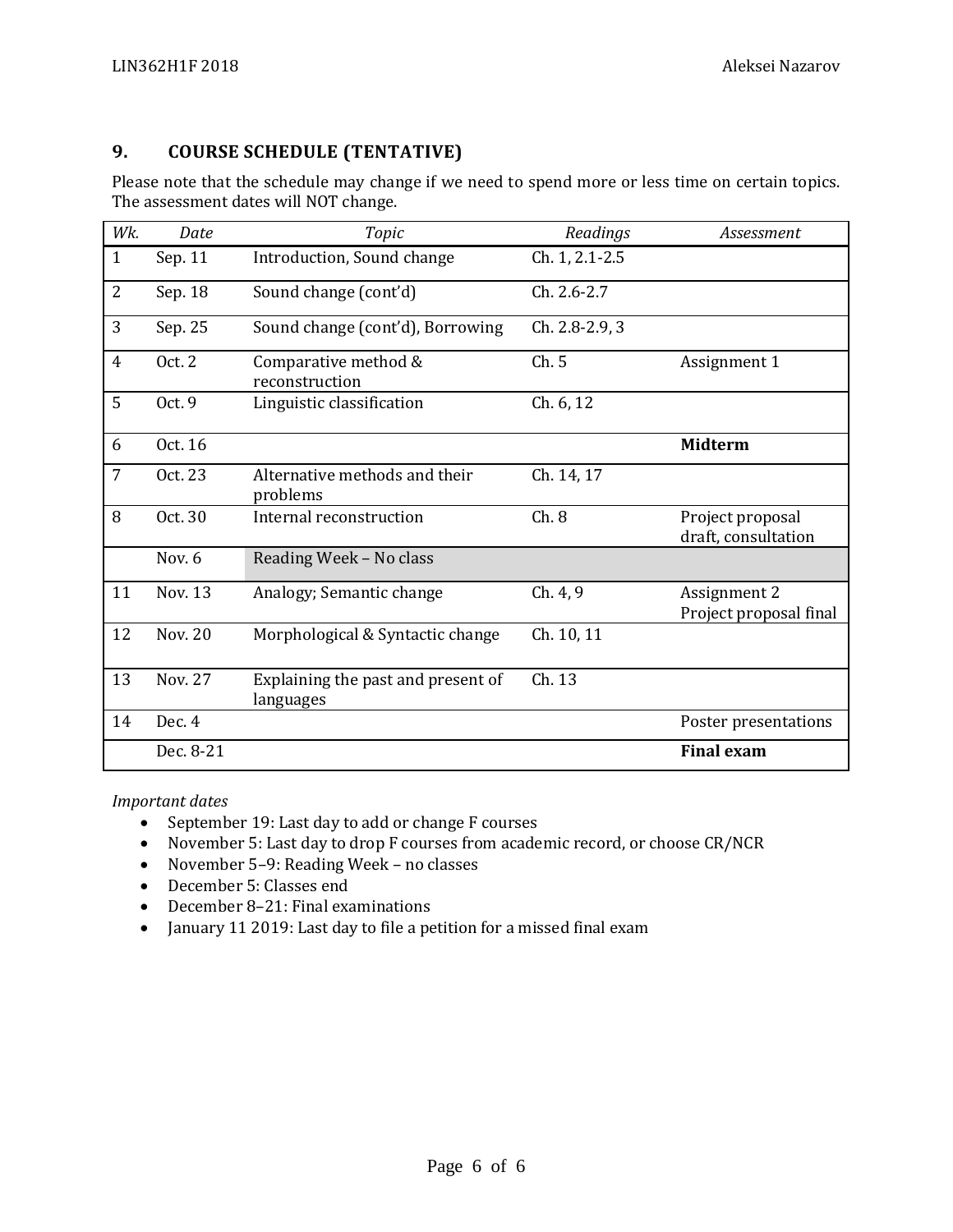## 9. COURSE SCHEDULE (TENTATIVE)

Please note that the schedule may change if we need to spend more or less time on certain topics. The assessment dates will NOT change.

| *Wk.* | *Date* | *Topic* | *Readings* | *Assessment* |
|---|---|---|---|---|
| 1 | Sep. 11 | Introduction, Sound change | Ch. 1, 2.1-2.5 | |
| 2 | Sep. 18 | Sound change (cont'd) | Ch. 2.6-2.7 | |
| 3 | Sep. 25 | Sound change (cont'd), Borrowing | Ch. 2.8-2.9, 3 | |
| 4 | Oct. 2 | Comparative method & reconstruction | Ch. 5 | Assignment 1 |
| 5 | Oct. 9 | Linguistic classification | Ch. 6, 12 | |
| 6 | Oct. 16 | | | **Midterm** |
| 7 | Oct. 23 | Alternative methods and their problems | Ch. 14, 17 | |
| 8 | Oct. 30 | Internal reconstruction | Ch. 8 | Project proposal draft, consultation |
| | Nov. 6 | Reading Week – No class | | |
| 11 | Nov. 13 | Analogy; Semantic change | Ch. 4, 9 | Assignment 2 Project proposal final |
| 12 | Nov. 20 | Morphological & Syntactic change | Ch. 10, 11 | |
| 13 | Nov. 27 | Explaining the past and present of languages | Ch. 13 | |
| 14 | Dec. 4 | | | Poster presentations |
| | Dec. 8-21 | | | **Final exam** |

*Important dates*

- September 19: Last day to add or change F courses
- November 5: Last day to drop F courses from academic record, or choose CR/NCR
- November 5–9: Reading Week – no classes
- December 5: Classes end
- December 8–21: Final examinations
- January 11 2019: Last day to file a petition for a missed final exam